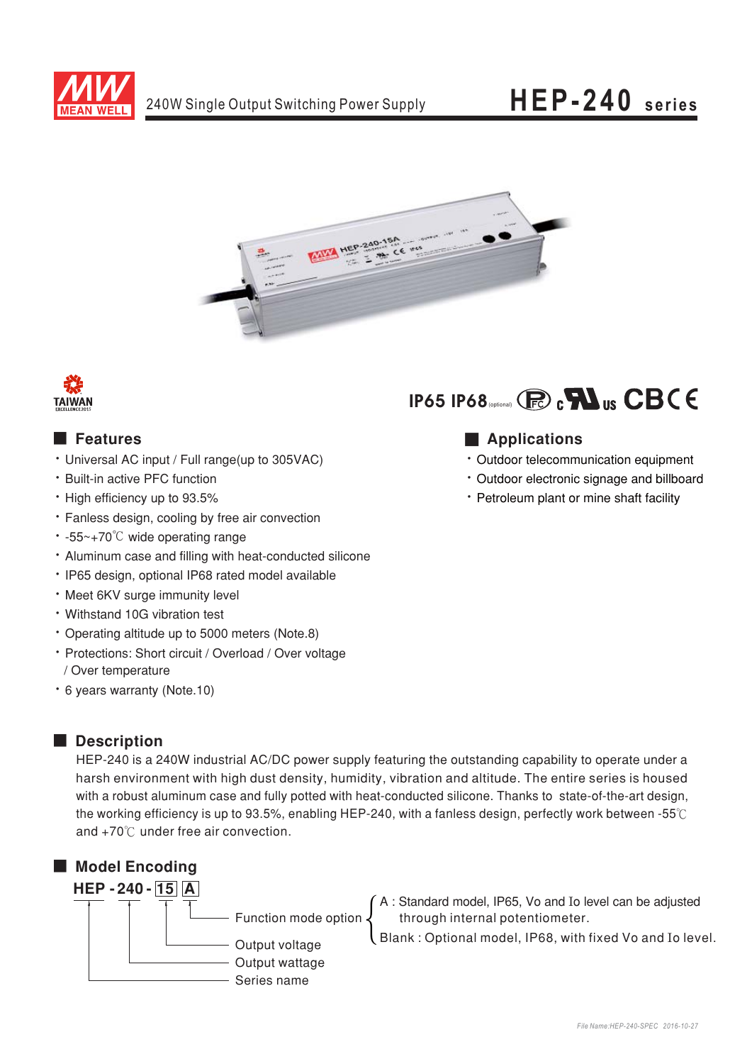# 240W Single Output Switching Power Supply

# HEP-240 series

IP65 IP68 (optional)

## Features

- Universal AC input / Full range(up to 305VAC)
- Built-in active PFC function
- High efficiency up to 93.5%
- Fanless design, cooling by free air convection
- -55~+70℃ wide operating range
- Aluminum case and filling with heat-conducted silicone
- IP65 design, optional IP68 rated model available
- Meet 6KV surge immunity level
- Withstand 10G vibration test
- Operating altitude up to 5000 meters (Note.8)
- Protections: Short circuit / Overload / Over voltage / Over temperature
- 6 years warranty (Note.10)

## Applications

- Outdoor telecommunication equipment
- Outdoor electronic signage and billboard
- Petroleum plant or mine shaft facility

## Description

HEP-240 is a 240W industrial AC/DC power supply featuring the outstanding capability to operate under a harsh environment with high dust density, humidity, vibration and altitude. The entire series is housed with a robust aluminum case and fully potted with heat-conducted silicone. Thanks to state-of-the-art design, the working efficiency is up to 93.5%, enabling HEP-240, with a fanless design, perfectly work between -55℃ and +70℃ under free air convection.

## Model Encoding

**HEP - 240 - 15 A**

- A: Function mode option
  - A : Standard model, IP65, Vo and Io level can be adjusted through internal potentiometer.
  - Blank : Optional model, IP68, with fixed Vo and Io level.
- 15: Output voltage
- 240: Output wattage
- HEP: Series name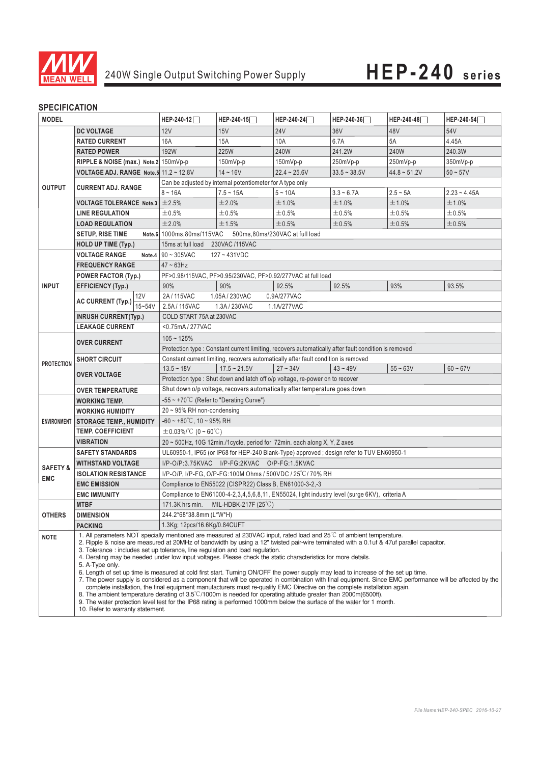240W Single Output Switching Power Supply

# HEP-240 series

## SPECIFICATION

| MODEL | | HEP-240-12□ | HEP-240-15□ | HEP-240-24□ | HEP-240-36□ | HEP-240-48□ | HEP-240-54□ |
|---|---|---|---|---|---|---|---|
| OUTPUT | DC VOLTAGE | 12V | 15V | 24V | 36V | 48V | 54V |
| | RATED CURRENT | 16A | 15A | 10A | 6.7A | 5A | 4.45A |
| | RATED POWER | 192W | 225W | 240W | 241.2W | 240W | 240.3W |
| | RIPPLE & NOISE (max.) Note.2 | 150mVp-p | 150mVp-p | 150mVp-p | 250mVp-p | 250mVp-p | 350mVp-p |
| | VOLTAGE ADJ. RANGE Note.5 | 11.2 ~ 12.8V | 14 ~ 16V | 22.4 ~ 25.6V | 33.5 ~ 38.5V | 44.8 ~ 51.2V | 50 ~ 57V |
| | CURRENT ADJ. RANGE | Can be adjusted by internal potentiometer for A type only | | | | | |
| | | 8 ~ 16A | 7.5 ~ 15A | 5 ~ 10A | 3.3 ~ 6.7A | 2.5 ~ 5A | 2.23 ~ 4.45A |
| | VOLTAGE TOLERANCE Note.3 | ±2.5% | ±2.0% | ±1.0% | ±1.0% | ±1.0% | ±1.0% |
| | LINE REGULATION | ±0.5% | ±0.5% | ±0.5% | ±0.5% | ±0.5% | ±0.5% |
| | LOAD REGULATION | ±2.0% | ±1.5% | ±0.5% | ±0.5% | ±0.5% | ±0.5% |
| | SETUP, RISE TIME Note.6 | 1000ms,80ms/115VAC 500ms,80ms/230VAC at full load | | | | | |
| | HOLD UP TIME (Typ.) | 15ms at full load 230VAC /115VAC | | | | | |
| INPUT | VOLTAGE RANGE Note.4 | 90 ~ 305VAC 127 ~ 431VDC | | | | | |
| | FREQUENCY RANGE | 47 ~ 63Hz | | | | | |
| | POWER FACTOR (Typ.) | PF>0.98/115VAC, PF>0.95/230VAC, PF>0.92/277VAC at full load | | | | | |
| | EFFICIENCY (Typ.) | 90% | 90% | 92.5% | 92.5% | 93% | 93.5% |
| | AC CURRENT (Typ.) 12V | 2A / 115VAC 1.05A / 230VAC 0.9A/277VAC | | | | | |
| | AC CURRENT (Typ.) 15~54V | 2.5A / 115VAC 1.3A / 230VAC 1.1A/277VAC | | | | | |
| | INRUSH CURRENT(Typ.) | COLD START 75A at 230VAC | | | | | |
| | LEAKAGE CURRENT | <0.75mA / 277VAC | | | | | |
| PROTECTION | OVER CURRENT | 105 ~ 125% | | | | | |
| | | Protection type : Constant current limiting, recovers automatically after fault condition is removed | | | | | |
| | SHORT CIRCUIT | Constant current limiting, recovers automatically after fault condition is removed | | | | | |
| | OVER VOLTAGE | 13.5 ~ 18V | 17.5 ~ 21.5V | 27 ~ 34V | 43 ~ 49V | 55 ~ 63V | 60 ~ 67V |
| | | Protection type : Shut down and latch off o/p voltage, re-power on to recover | | | | | |
| | OVER TEMPERATURE | Shut down o/p voltage, recovers automatically after temperature goes down | | | | | |
| ENVIRONMENT | WORKING TEMP. | -55 ~ +70℃ (Refer to "Derating Curve") | | | | | |
| | WORKING HUMIDITY | 20 ~ 95% RH non-condensing | | | | | |
| | STORAGE TEMP., HUMIDITY | -60 ~ +80℃, 10 ~ 95% RH | | | | | |
| | TEMP. COEFFICIENT | ±0.03%/℃ (0 ~ 60℃) | | | | | |
| | VIBRATION | 20 ~ 500Hz, 10G 12min./1cycle, period for 72min. each along X, Y, Z axes | | | | | |
| SAFETY & EMC | SAFETY STANDARDS | UL60950-1, IP65 (or IP68 for HEP-240 Blank-Type) approved ; design refer to TUV EN60950-1 | | | | | |
| | WITHSTAND VOLTAGE | I/P-O/P:3.75KVAC I/P-FG:2KVAC O/P-FG:1.5KVAC | | | | | |
| | ISOLATION RESISTANCE | I/P-O/P, I/P-FG, O/P-FG:100M Ohms / 500VDC / 25℃/ 70% RH | | | | | |
| | EMC EMISSION | Compliance to EN55022 (CISPR22) Class B, EN61000-3-2,-3 | | | | | |
| | EMC IMMUNITY | Compliance to EN61000-4-2,3,4,5,6,8,11, EN55024, light industry level (surge 6KV), criteria A | | | | | |
| OTHERS | MTBF | 171.3K hrs min. MIL-HDBK-217F (25℃) | | | | | |
| | DIMENSION | 244.2*68*38.8mm (L*W*H) | | | | | |
| | PACKING | 1.3Kg; 12pcs/16.6Kg/0.84CUFT | | | | | |

**NOTE**

1. All parameters NOT specially mentioned are measured at 230VAC input, rated load and 25℃ of ambient temperature.
2. Ripple & noise are measured at 20MHz of bandwidth by using a 12" twisted pair-wire terminated with a 0.1uf & 47uf parallel capacitor.
3. Tolerance : includes set up tolerance, line regulation and load regulation.
4. Derating may be needed under low input voltages. Please check the static characteristics for more details.
5. A-Type only.
6. Length of set up time is measured at cold first start. Turning ON/OFF the power supply may lead to increase of the set up time.
7. The power supply is considered as a component that will be operated in combination with final equipment. Since EMC performance will be affected by the complete installation, the final equipment manufacturers must re-qualify EMC Directive on the complete installation again.
8. The ambient temperature derating of 3.5℃/1000m is needed for operating altitude greater than 2000m(6500ft).
9. The water protection level test for the IP68 rating is performed 1000mm below the surface of the water for 1 month.
10. Refer to warranty statement.

*File Name:HEP-240-SPEC 2016-10-27*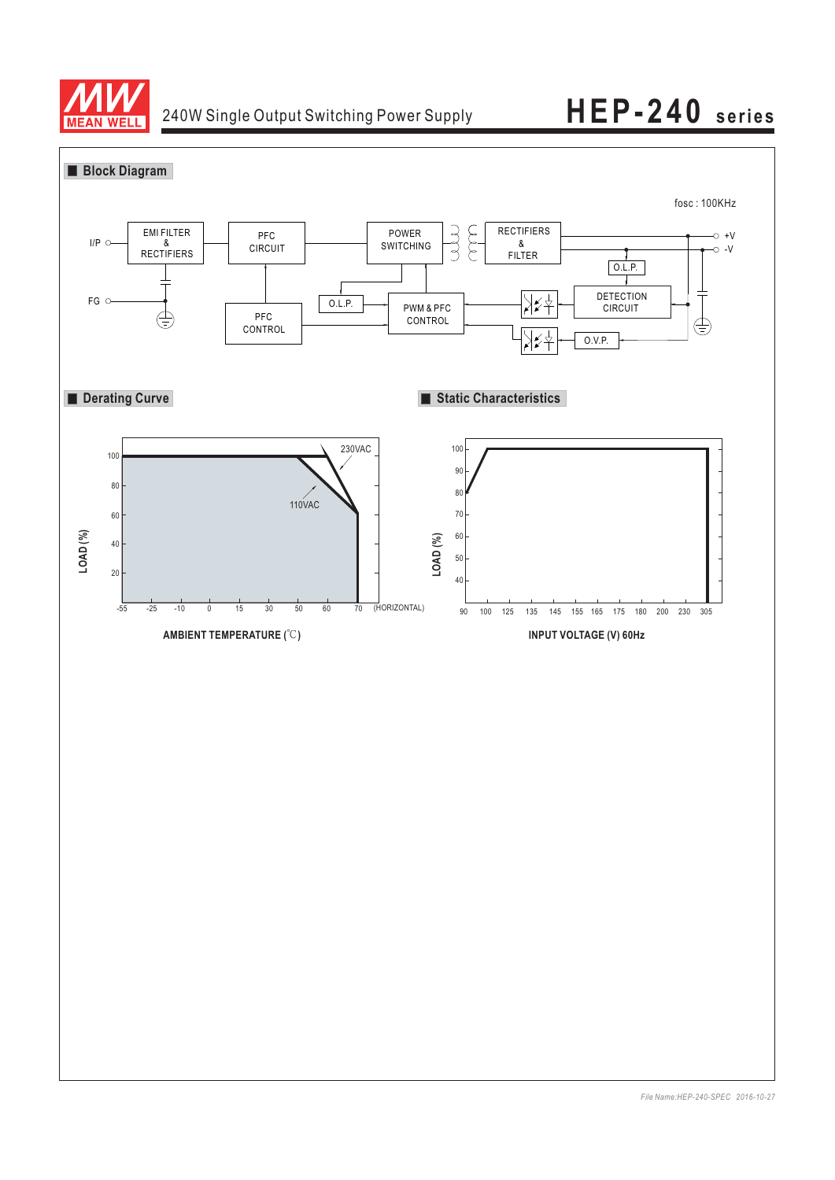## Block Diagram

fosc : 100KHz

I/P — EMI FILTER & RECTIFIERS — PFC CIRCUIT — POWER SWITCHING — RECTIFIERS & FILTER — +V / -V

FG

PFC CONTROL

O.L.P.

PWM & PFC CONTROL

O.L.P.

DETECTION CIRCUIT

O.V.P.

## Derating Curve

LOAD (%)

100, 80, 60, 40, 20

230VAC

110VAC

-55, -25, -10, 0, 15, 30, 50, 60, 70 (HORIZONTAL)

AMBIENT TEMPERATURE (℃)

## Static Characteristics

LOAD (%)

100, 90, 80, 70, 60, 50, 40

90, 100, 125, 135, 145, 155, 165, 175, 180, 200, 230, 305

INPUT VOLTAGE (V) 60Hz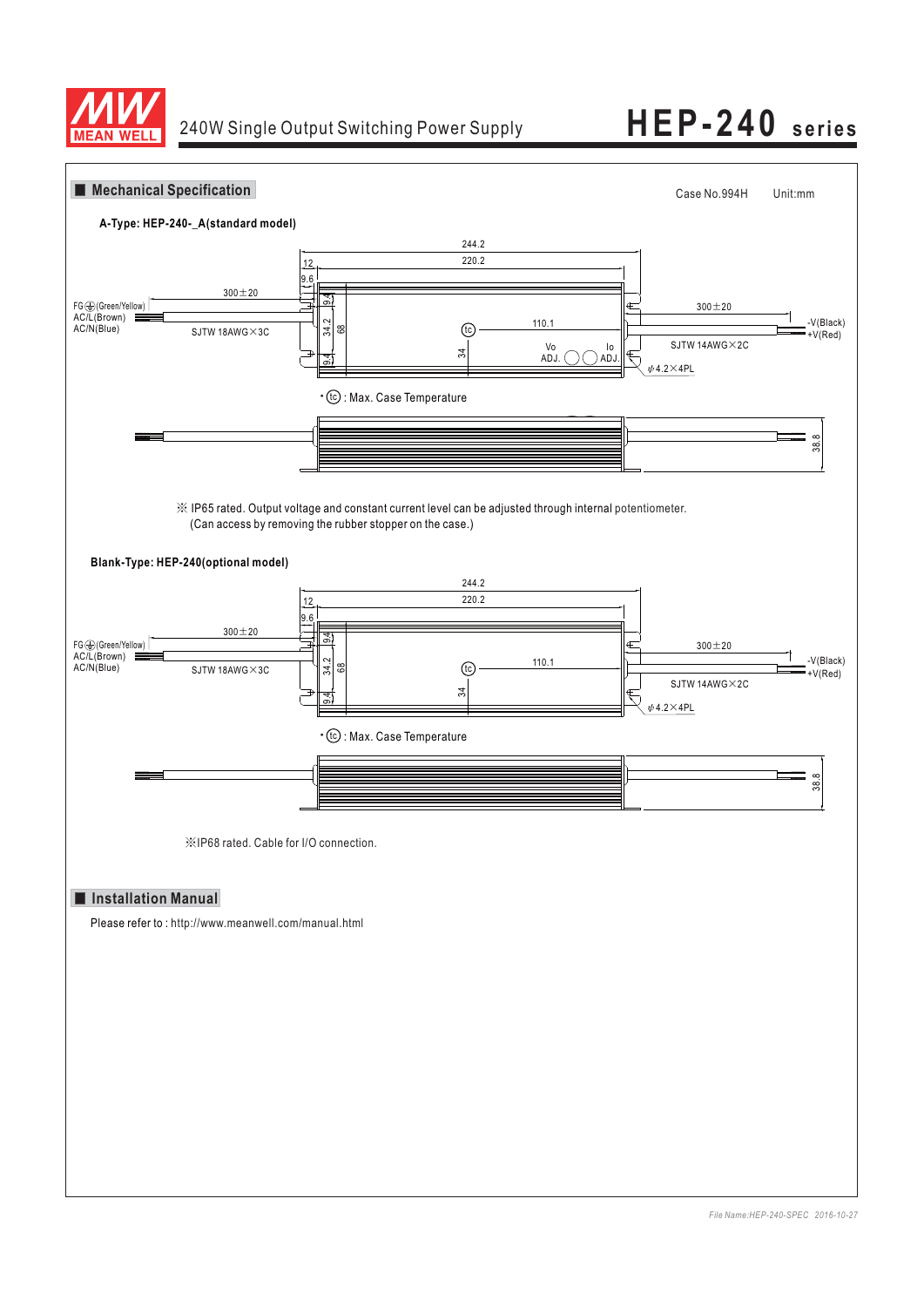## Mechanical Specification

Case No.994H     Unit:mm

**A-Type: HEP-240-_A(standard model)**

244.2
220.2
12
9.6
300±20
FG⏚(Green/Yellow)
AC/L(Brown)
AC/N(Blue)
SJTW 18AWG×3C
9.4
34.2
68
9.4
34
tc
110.1
Vo ADJ.
Io ADJ.
300±20
-V(Black)
+V(Red)
SJTW 14AWG×2C
ϕ4.2×4PL

• tc : Max. Case Temperature

38.8

※ IP65 rated. Output voltage and constant current level can be adjusted through internal potentiometer.
(Can access by removing the rubber stopper on the case.)

**Blank-Type: HEP-240(optional model)**

244.2
220.2
12
9.6
300±20
FG⏚(Green/Yellow)
AC/L(Brown)
AC/N(Blue)
SJTW 18AWG×3C
9.4
34.2
68
9.4
34
tc
110.1
300±20
-V(Black)
+V(Red)
SJTW 14AWG×2C
ϕ4.2×4PL

• tc : Max. Case Temperature

38.8

※IP68 rated. Cable for I/O connection.

## Installation Manual

Please refer to : http://www.meanwell.com/manual.html